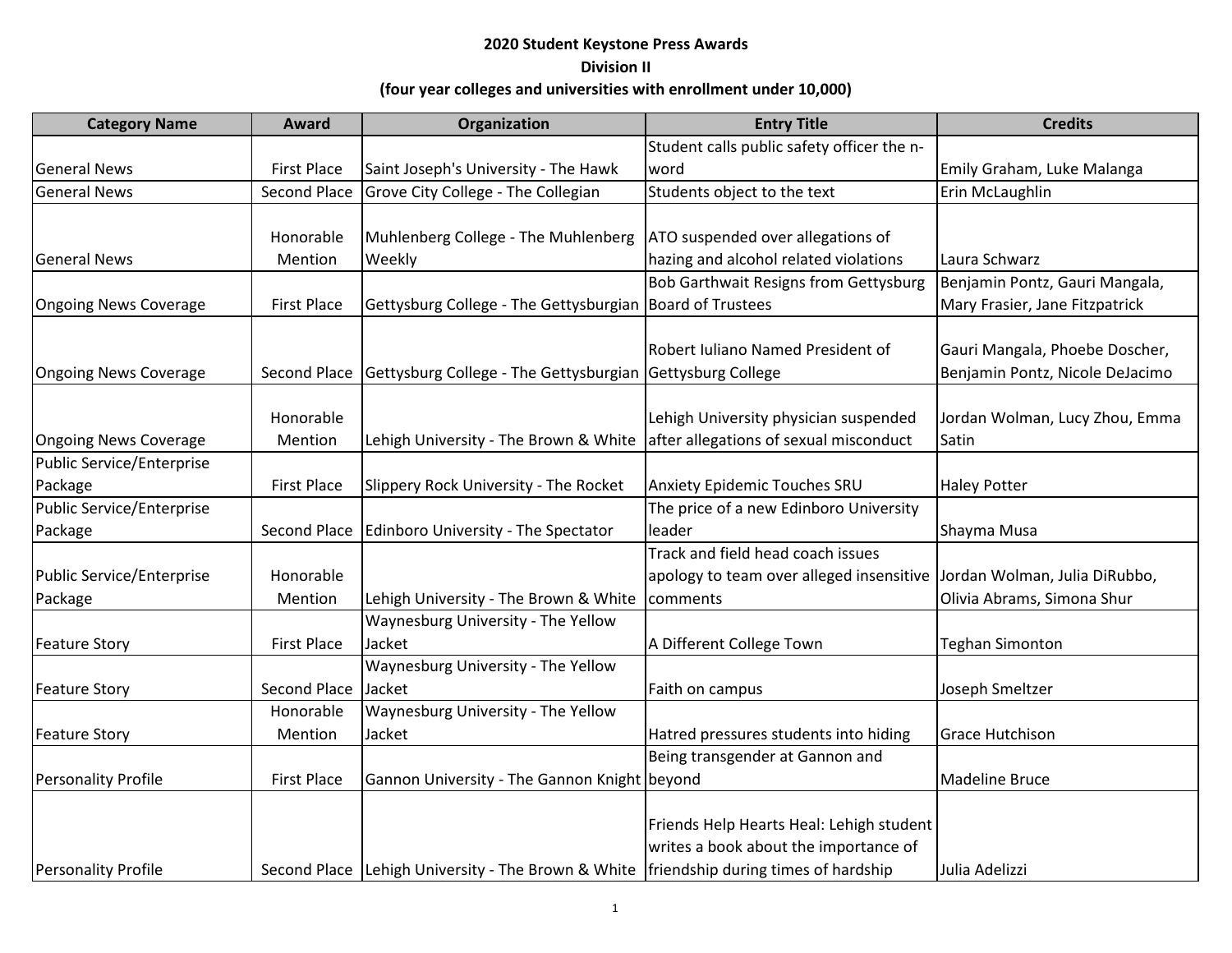**2020 Student Keystone Press Awards**

**Division II**

**(four year colleges and universities with enrollment under 10,000)**

| Category Name | Award | Organization | Entry Title | Credits |
|---|---|---|---|---|
| General News | First Place | Saint Joseph's University - The Hawk | Student calls public safety officer the n-word | Emily Graham, Luke Malanga |
| General News | Second Place | Grove City College - The Collegian | Students object to the text | Erin McLaughlin |
| General News | Honorable Mention | Muhlenberg College - The Muhlenberg Weekly | ATO suspended over allegations of hazing and alcohol related violations | Laura Schwarz |
| Ongoing News Coverage | First Place | Gettysburg College - The Gettysburgian | Bob Garthwait Resigns from Gettysburg Board of Trustees | Benjamin Pontz, Gauri Mangala, Mary Frasier, Jane Fitzpatrick |
| Ongoing News Coverage | Second Place | Gettysburg College - The Gettysburgian | Robert Iuliano Named President of Gettysburg College | Gauri Mangala, Phoebe Doscher, Benjamin Pontz, Nicole DeJacimo |
| Ongoing News Coverage | Honorable Mention | Lehigh University - The Brown & White | Lehigh University physician suspended after allegations of sexual misconduct | Jordan Wolman, Lucy Zhou, Emma Satin |
| Public Service/Enterprise Package | First Place | Slippery Rock University - The Rocket | Anxiety Epidemic Touches SRU | Haley Potter |
| Public Service/Enterprise Package | Second Place | Edinboro University - The Spectator | The price of a new Edinboro University leader | Shayma Musa |
| Public Service/Enterprise Package | Honorable Mention | Lehigh University - The Brown & White | Track and field head coach issues apology to team over alleged insensitive comments | Jordan Wolman, Julia DiRubbo, Olivia Abrams, Simona Shur |
| Feature Story | First Place | Waynesburg University - The Yellow Jacket | A Different College Town | Teghan Simonton |
| Feature Story | Second Place | Waynesburg University - The Yellow Jacket | Faith on campus | Joseph Smeltzer |
| Feature Story | Honorable Mention | Waynesburg University - The Yellow Jacket | Hatred pressures students into hiding | Grace Hutchison |
| Personality Profile | First Place | Gannon University - The Gannon Knight | Being transgender at Gannon and beyond | Madeline Bruce |
| Personality Profile | Second Place | Lehigh University - The Brown & White | Friends Help Hearts Heal: Lehigh student writes a book about the importance of friendship during times of hardship | Julia Adelizzi |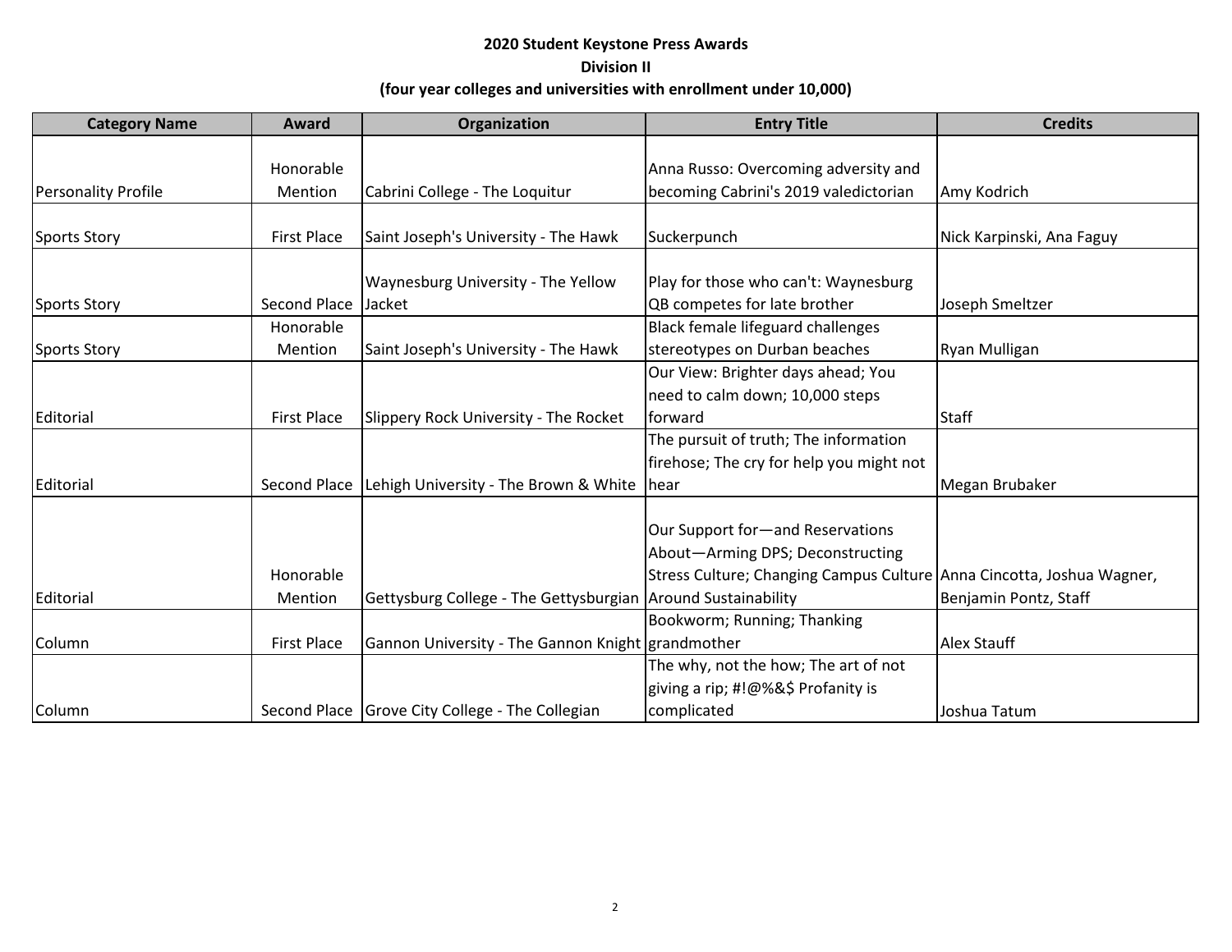**2020 Student Keystone Press Awards**

**Division II**

**(four year colleges and universities with enrollment under 10,000)**

| Category Name | Award | Organization | Entry Title | Credits |
|---|---|---|---|---|
| Personality Profile | Honorable Mention | Cabrini College - The Loquitur | Anna Russo: Overcoming adversity and becoming Cabrini's 2019 valedictorian | Amy Kodrich |
| Sports Story | First Place | Saint Joseph's University - The Hawk | Suckerpunch | Nick Karpinski, Ana Faguy |
| Sports Story | Second Place | Waynesburg University - The Yellow Jacket | Play for those who can't: Waynesburg QB competes for late brother | Joseph Smeltzer |
| Sports Story | Honorable Mention | Saint Joseph's University - The Hawk | Black female lifeguard challenges stereotypes on Durban beaches | Ryan Mulligan |
| Editorial | First Place | Slippery Rock University - The Rocket | Our View: Brighter days ahead; You need to calm down; 10,000 steps forward | Staff |
| Editorial | Second Place | Lehigh University - The Brown & White | The pursuit of truth; The information firehose; The cry for help you might not hear | Megan Brubaker |
| Editorial | Honorable Mention | Gettysburg College - The Gettysburgian | Our Support for—and Reservations About—Arming DPS; Deconstructing Stress Culture; Changing Campus Culture Around Sustainability | Anna Cincotta, Joshua Wagner, Benjamin Pontz, Staff |
| Column | First Place | Gannon University - The Gannon Knight | Bookworm; Running; Thanking grandmother | Alex Stauff |
| Column | Second Place | Grove City College - The Collegian | The why, not the how; The art of not giving a rip; #!@%&$ Profanity is complicated | Joshua Tatum |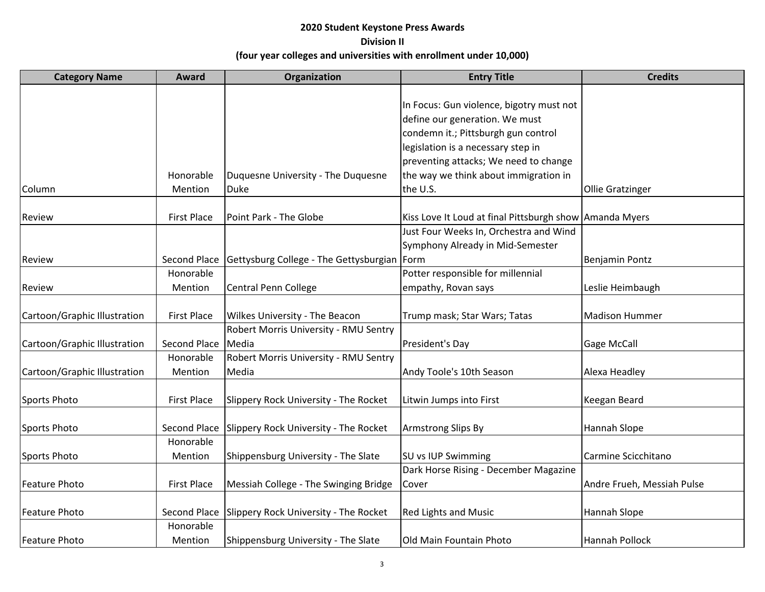**2020 Student Keystone Press Awards**
**Division II**
**(four year colleges and universities with enrollment under 10,000)**

| Category Name | Award | Organization | Entry Title | Credits |
|---|---|---|---|---|
| Column | Honorable Mention | Duquesne University - The Duquesne Duke | In Focus: Gun violence, bigotry must not define our generation. We must condemn it.; Pittsburgh gun control legislation is a necessary step in preventing attacks; We need to change the way we think about immigration in the U.S. | Ollie Gratzinger |
| Review | First Place | Point Park - The Globe | Kiss Love It Loud at final Pittsburgh show | Amanda Myers |
| Review | Second Place | Gettysburg College - The Gettysburgian | Just Four Weeks In, Orchestra and Wind Symphony Already in Mid-Semester Form | Benjamin Pontz |
| Review | Honorable Mention | Central Penn College | Potter responsible for millennial empathy, Rovan says | Leslie Heimbaugh |
| Cartoon/Graphic Illustration | First Place | Wilkes University - The Beacon | Trump mask; Star Wars; Tatas | Madison Hummer |
| Cartoon/Graphic Illustration | Second Place | Robert Morris University - RMU Sentry Media | President's Day | Gage McCall |
| Cartoon/Graphic Illustration | Honorable Mention | Robert Morris University - RMU Sentry Media | Andy Toole's 10th Season | Alexa Headley |
| Sports Photo | First Place | Slippery Rock University - The Rocket | Litwin Jumps into First | Keegan Beard |
| Sports Photo | Second Place | Slippery Rock University - The Rocket | Armstrong Slips By | Hannah Slope |
| Sports Photo | Honorable Mention | Shippensburg University - The Slate | SU vs IUP Swimming | Carmine Scicchitano |
| Feature Photo | First Place | Messiah College - The Swinging Bridge | Dark Horse Rising - December Magazine Cover | Andre Frueh, Messiah Pulse |
| Feature Photo | Second Place | Slippery Rock University - The Rocket | Red Lights and Music | Hannah Slope |
| Feature Photo | Honorable Mention | Shippensburg University - The Slate | Old Main Fountain Photo | Hannah Pollock |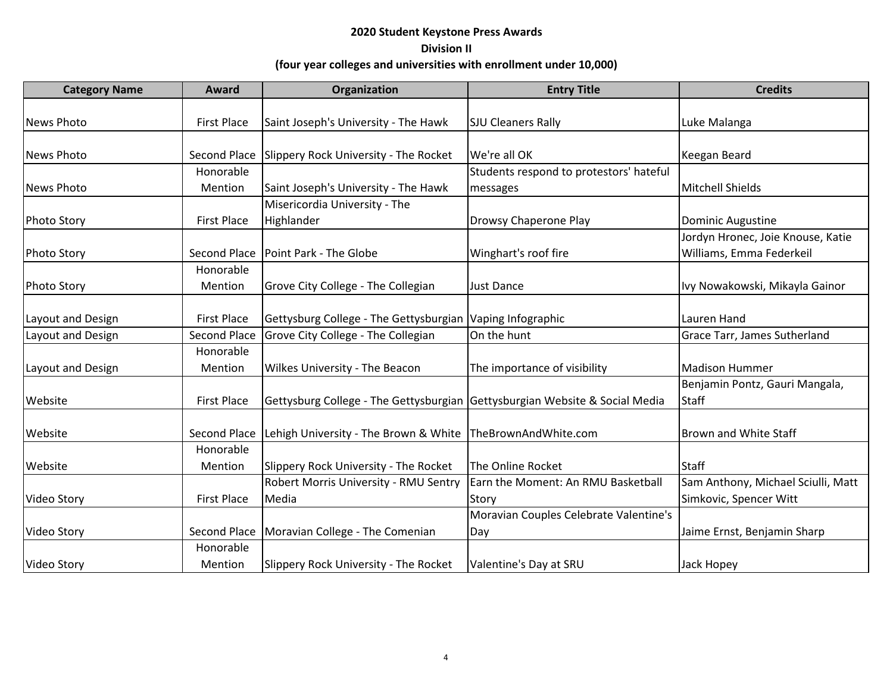**2020 Student Keystone Press Awards**

**Division II**

**(four year colleges and universities with enrollment under 10,000)**

| Category Name | Award | Organization | Entry Title | Credits |
|---|---|---|---|---|
| News Photo | First Place | Saint Joseph's University - The Hawk | SJU Cleaners Rally | Luke Malanga |
| News Photo | Second Place | Slippery Rock University - The Rocket | We're all OK | Keegan Beard |
| News Photo | Honorable Mention | Saint Joseph's University - The Hawk | Students respond to protestors' hateful messages | Mitchell Shields |
| Photo Story | First Place | Misericordia University - The Highlander | Drowsy Chaperone Play | Dominic Augustine |
| Photo Story | Second Place | Point Park - The Globe | Winghart's roof fire | Jordyn Hronec, Joie Knouse, Katie Williams, Emma Federkeil |
| Photo Story | Honorable Mention | Grove City College - The Collegian | Just Dance | Ivy Nowakowski, Mikayla Gainor |
| Layout and Design | First Place | Gettysburg College - The Gettysburgian | Vaping Infographic | Lauren Hand |
| Layout and Design | Second Place | Grove City College - The Collegian | On the hunt | Grace Tarr, James Sutherland |
| Layout and Design | Honorable Mention | Wilkes University - The Beacon | The importance of visibility | Madison Hummer |
| Website | First Place | Gettysburg College - The Gettysburgian | Gettysburgian Website & Social Media | Benjamin Pontz, Gauri Mangala, Staff |
| Website | Second Place | Lehigh University - The Brown & White | TheBrownAndWhite.com | Brown and White Staff |
| Website | Honorable Mention | Slippery Rock University - The Rocket | The Online Rocket | Staff |
| Video Story | First Place | Robert Morris University - RMU Sentry Media | Earn the Moment: An RMU Basketball Story | Sam Anthony, Michael Sciulli, Matt Simkovic, Spencer Witt |
| Video Story | Second Place | Moravian College - The Comenian | Moravian Couples Celebrate Valentine's Day | Jaime Ernst, Benjamin Sharp |
| Video Story | Honorable Mention | Slippery Rock University - The Rocket | Valentine's Day at SRU | Jack Hopey |